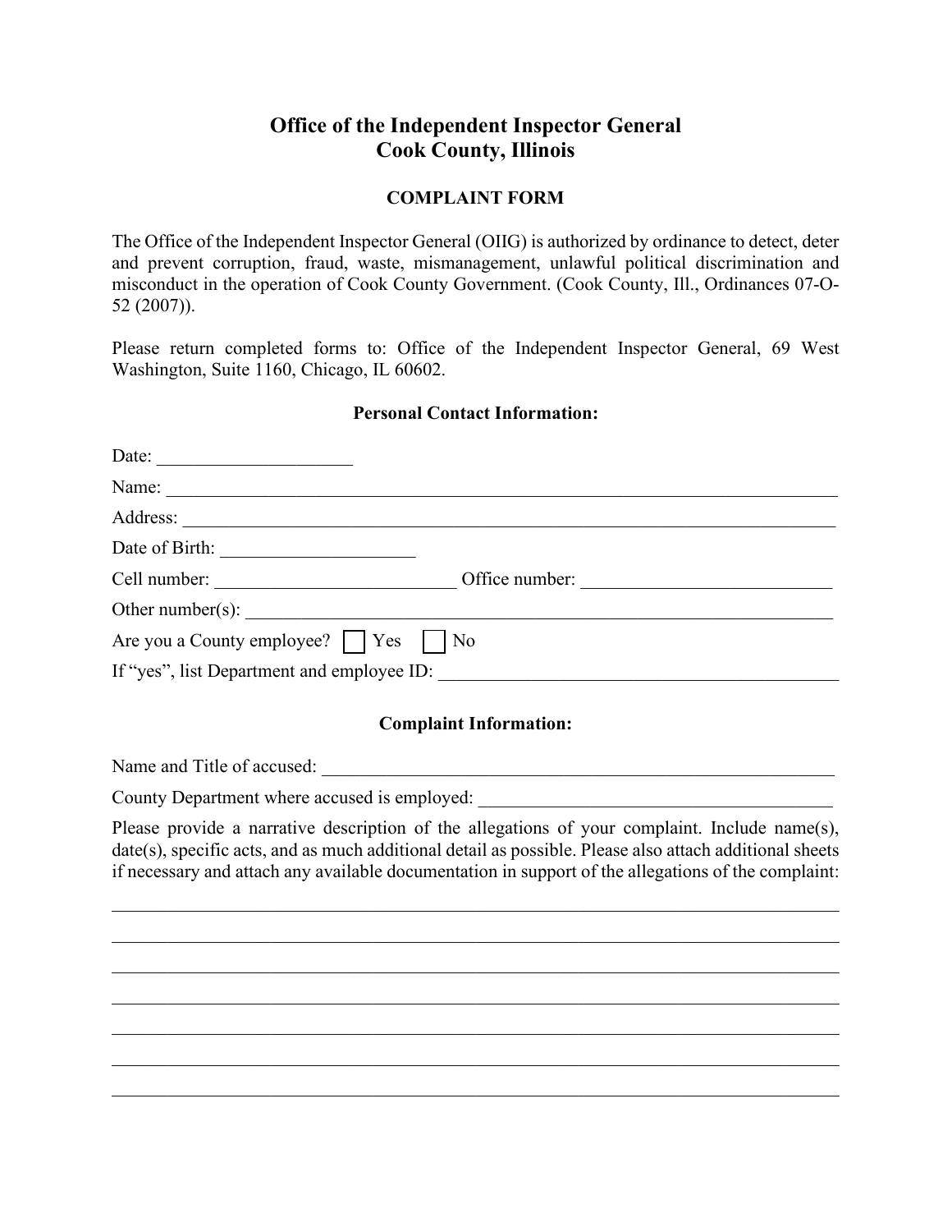# Office of the Independent Inspector General
# Cook County, Illinois

## COMPLAINT FORM

The Office of the Independent Inspector General (OIIG) is authorized by ordinance to detect, deter and prevent corruption, fraud, waste, mismanagement, unlawful political discrimination and misconduct in the operation of Cook County Government. (Cook County, Ill., Ordinances 07-O-52 (2007)).

Please return completed forms to: Office of the Independent Inspector General, 69 West Washington, Suite 1160, Chicago, IL 60602.

### Personal Contact Information:

Date: ____________________

Name: ______________________________________________________________________

Address: ____________________________________________________________________

Date of Birth: ____________________

Cell number: _________________________ Office number: _________________________

Other number(s): ______________________________________________________________

Are you a County employee? ☐ Yes ☐ No

If "yes", list Department and employee ID: ________________________________________

### Complaint Information:

Name and Title of accused: ______________________________________________________

County Department where accused is employed: ____________________________________

Please provide a narrative description of the allegations of your complaint. Include name(s), date(s), specific acts, and as much additional detail as possible. Please also attach additional sheets if necessary and attach any available documentation in support of the allegations of the complaint:

_____________________________________________________________________________

_____________________________________________________________________________

_____________________________________________________________________________

_____________________________________________________________________________

_____________________________________________________________________________

_____________________________________________________________________________

_____________________________________________________________________________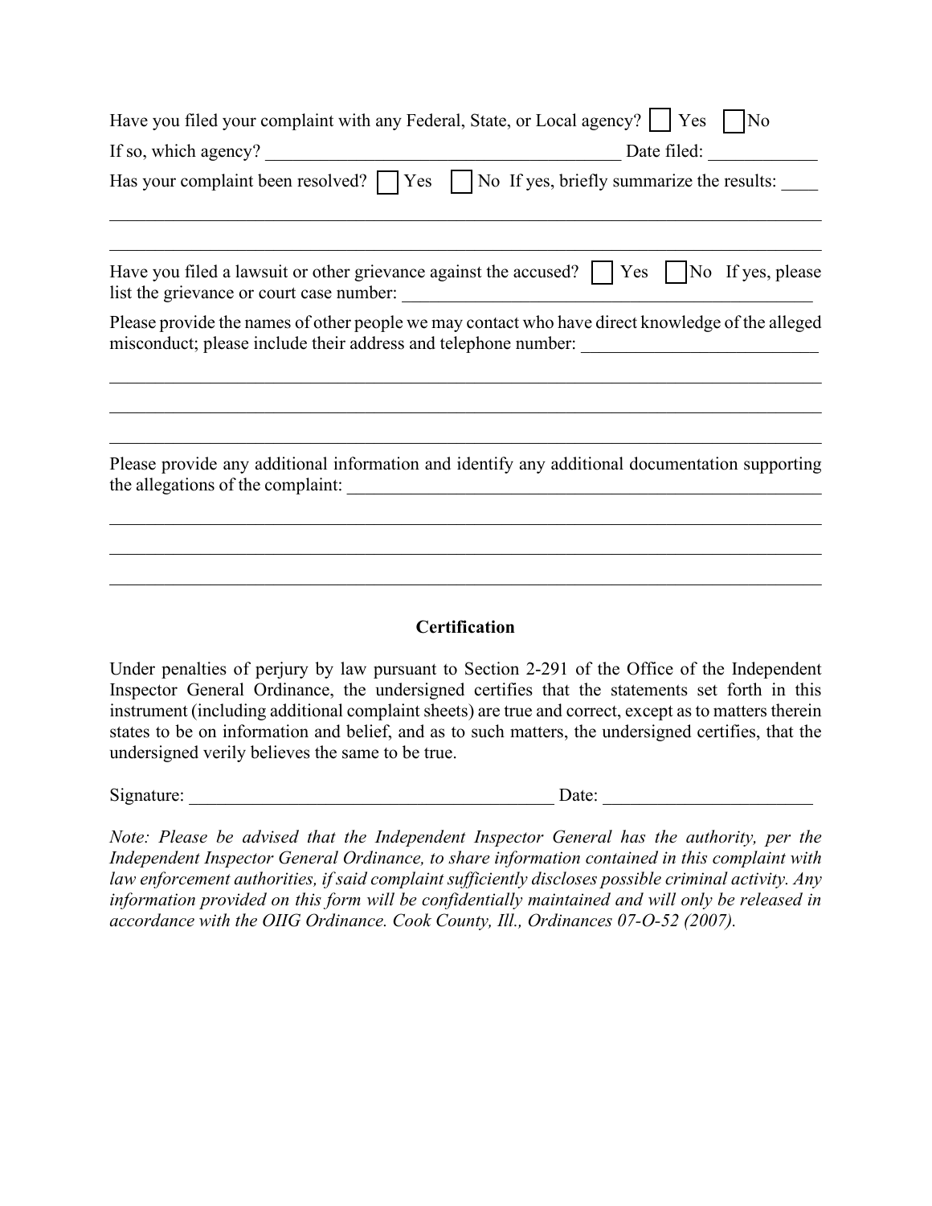Have you filed your complaint with any Federal, State, or Local agency? ☐ Yes ☐ No

If so, which agency? _______________________________________ Date filed: ____________

Has your complaint been resolved? ☐ Yes ☐ No If yes, briefly summarize the results: ____

_____________________________________________________________________________

_____________________________________________________________________________

Have you filed a lawsuit or other grievance against the accused? ☐ Yes ☐ No If yes, please list the grievance or court case number: _______________________________________________

Please provide the names of other people we may contact who have direct knowledge of the alleged misconduct; please include their address and telephone number: __________________________

_____________________________________________________________________________

_____________________________________________________________________________

_____________________________________________________________________________

Please provide any additional information and identify any additional documentation supporting the allegations of the complaint: _______________________________________________________

_____________________________________________________________________________

_____________________________________________________________________________

_____________________________________________________________________________

**Certification**

Under penalties of perjury by law pursuant to Section 2-291 of the Office of the Independent Inspector General Ordinance, the undersigned certifies that the statements set forth in this instrument (including additional complaint sheets) are true and correct, except as to matters therein states to be on information and belief, and as to such matters, the undersigned certifies, that the undersigned verily believes the same to be true.

Signature: _________________________________________ Date: _______________________

*Note: Please be advised that the Independent Inspector General has the authority, per the Independent Inspector General Ordinance, to share information contained in this complaint with law enforcement authorities, if said complaint sufficiently discloses possible criminal activity. Any information provided on this form will be confidentially maintained and will only be released in accordance with the OIIG Ordinance. Cook County, Ill., Ordinances 07-O-52 (2007).*